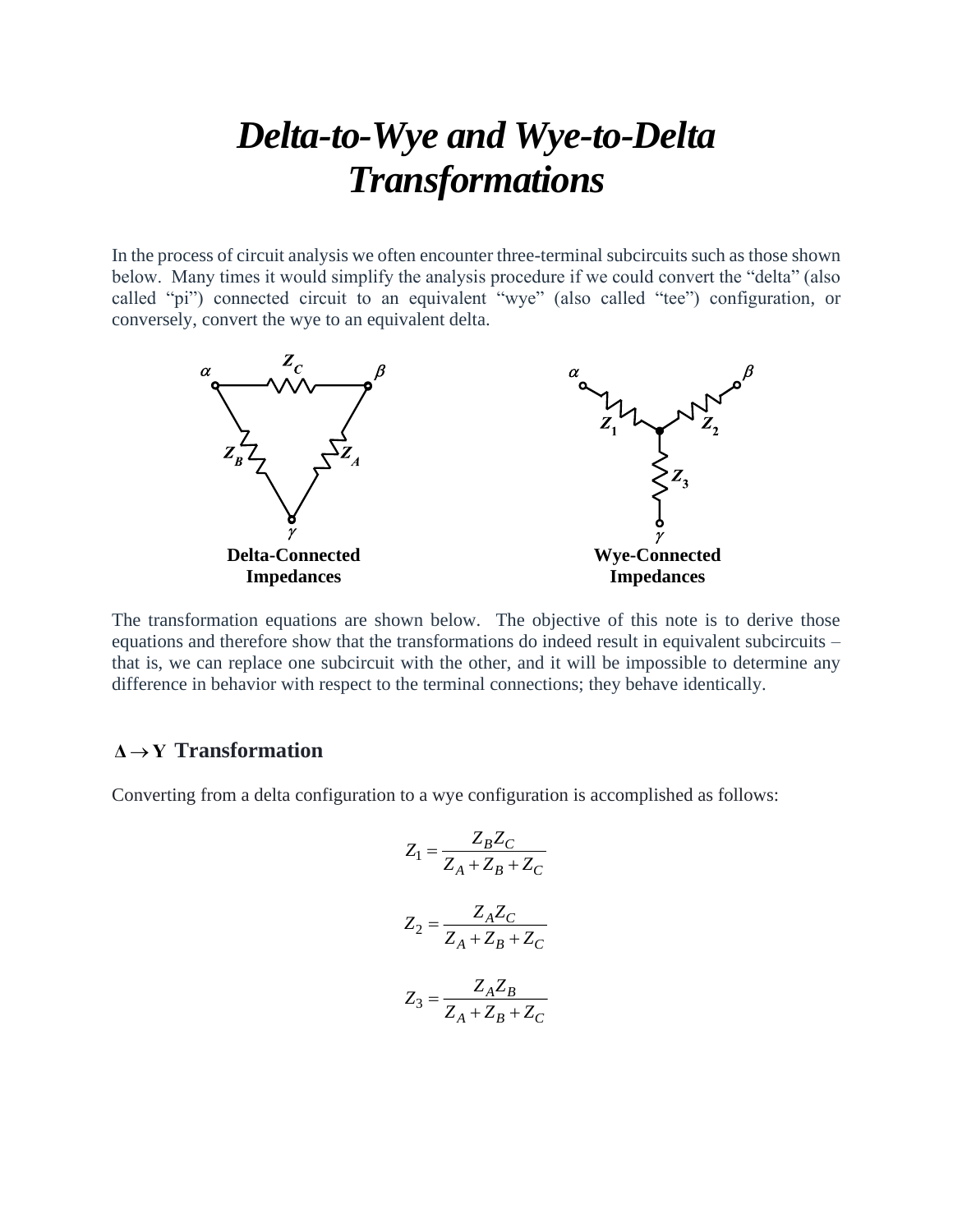# *Delta-to-Wye and Wye-to-Delta Transformations*

In the process of circuit analysis we often encounter three-terminal subcircuits such as those shown below. Many times it would simplify the analysis procedure if we could convert the "delta" (also called "pi") connected circuit to an equivalent "wye" (also called "tee") configuration, or conversely, convert the wye to an equivalent delta.

**Delta-Connected Impedances**

**Wye-Connected Impedances**

The transformation equations are shown below. The objective of this note is to derive those equations and therefore show that the transformations do indeed result in equivalent subcircuits – that is, we can replace one subcircuit with the other, and it will be impossible to determine any difference in behavior with respect to the terminal connections; they behave identically.

## $\Delta \rightarrow \mathrm{Y}$ Transformation

Converting from a delta configuration to a wye configuration is accomplished as follows:

$$Z_1 = \frac{Z_B Z_C}{Z_A + Z_B + Z_C}$$

$$Z_2 = \frac{Z_A Z_C}{Z_A + Z_B + Z_C}$$

$$Z_3 = \frac{Z_A Z_B}{Z_A + Z_B + Z_C}$$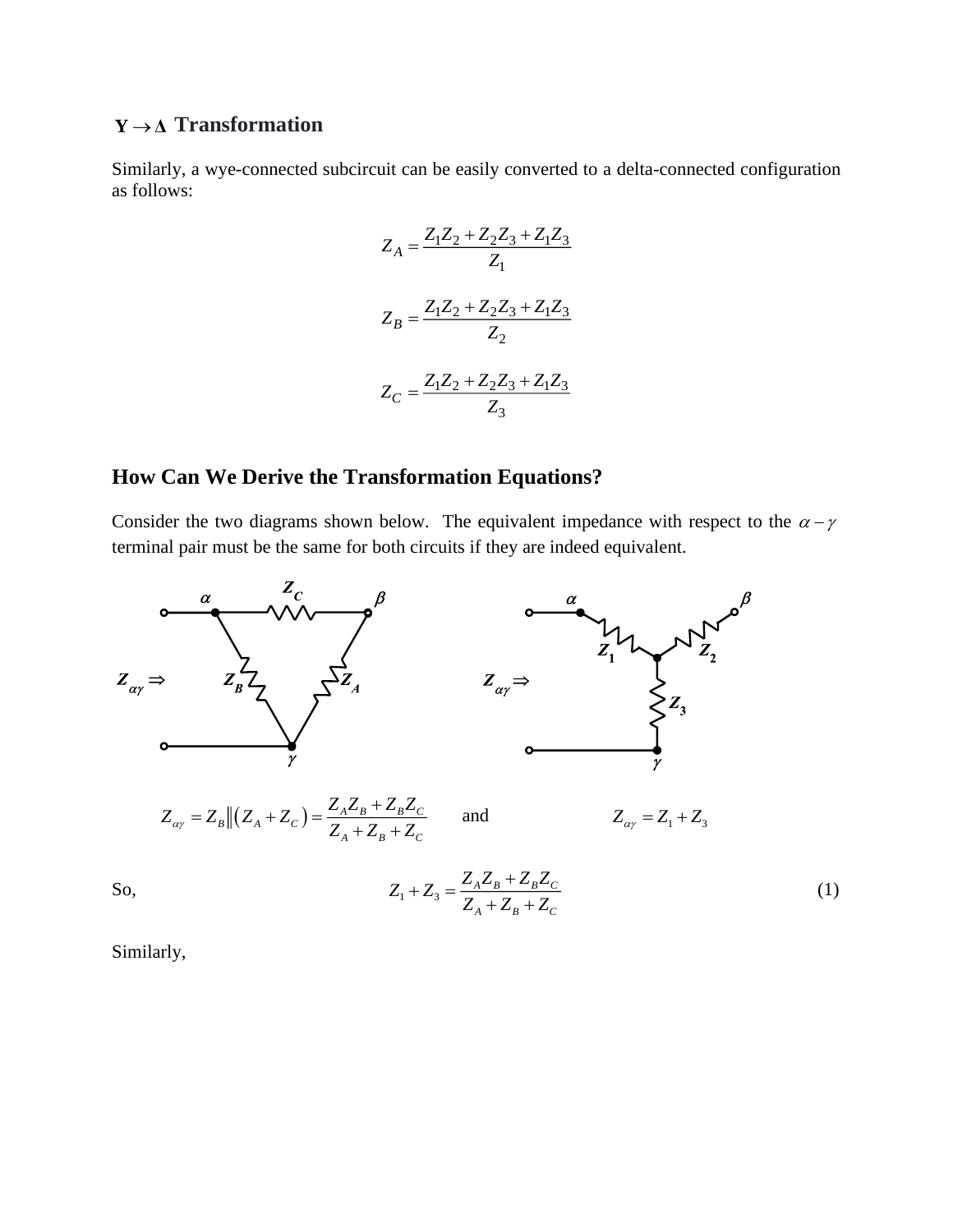## $Y \rightarrow \Delta$ Transformation

Similarly, a wye-connected subcircuit can be easily converted to a delta-connected configuration as follows:

$$Z_A = \frac{Z_1 Z_2 + Z_2 Z_3 + Z_1 Z_3}{Z_1}$$

$$Z_B = \frac{Z_1 Z_2 + Z_2 Z_3 + Z_1 Z_3}{Z_2}$$

$$Z_C = \frac{Z_1 Z_2 + Z_2 Z_3 + Z_1 Z_3}{Z_3}$$

## How Can We Derive the Transformation Equations?

Consider the two diagrams shown below. The equivalent impedance with respect to the $\alpha - \gamma$ terminal pair must be the same for both circuits if they are indeed equivalent.

$$Z_{\alpha\gamma} = Z_B \| \left( Z_A + Z_C \right) = \frac{Z_A Z_B + Z_B Z_C}{Z_A + Z_B + Z_C} \qquad \text{and} \qquad Z_{\alpha\gamma} = Z_1 + Z_3$$

So,

$$Z_1 + Z_3 = \frac{Z_A Z_B + Z_B Z_C}{Z_A + Z_B + Z_C} \tag{1}$$

Similarly,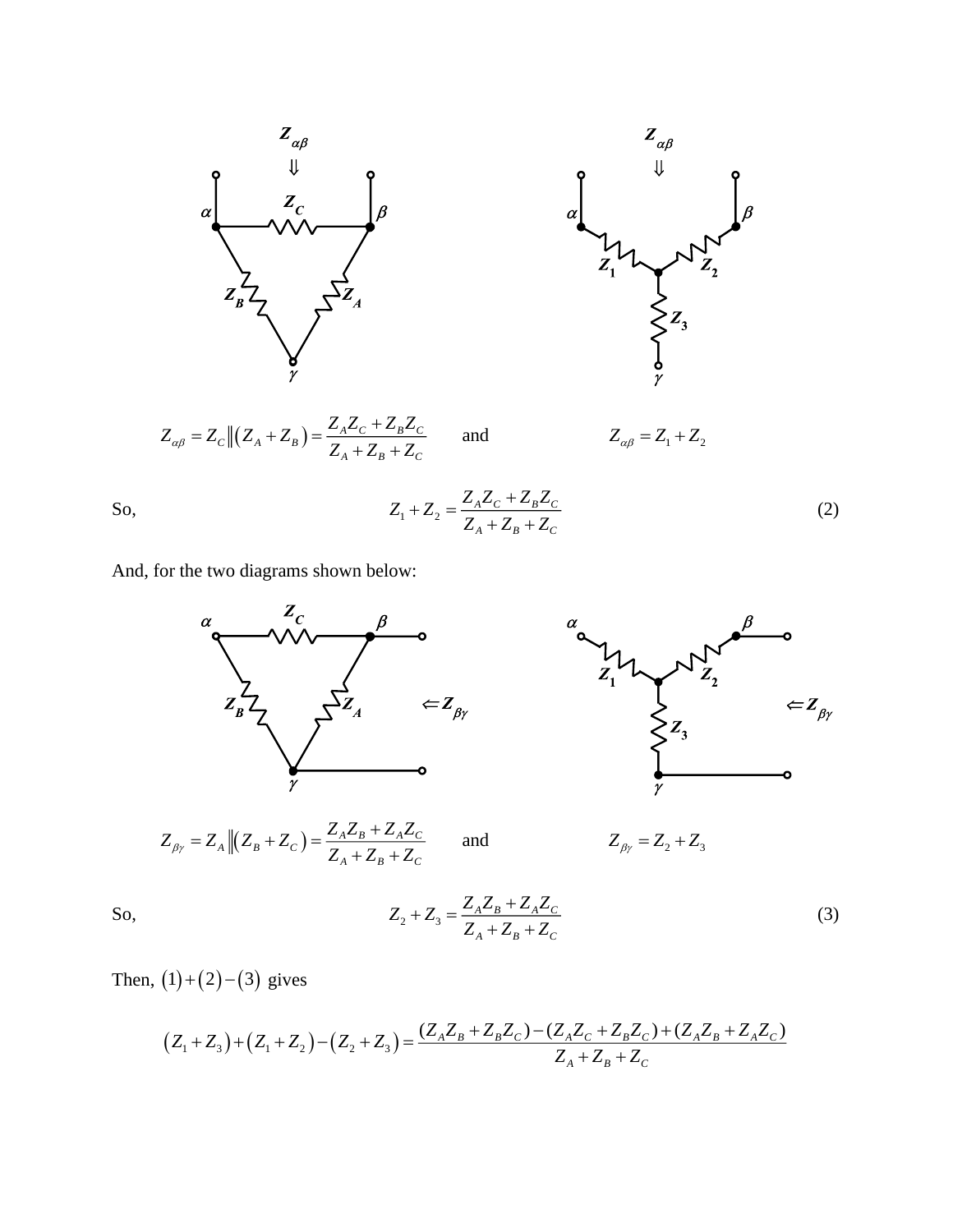$$Z_{\alpha\beta} = Z_C \| \left( Z_A + Z_B \right) = \frac{Z_A Z_C + Z_B Z_C}{Z_A + Z_B + Z_C} \qquad \text{and} \qquad Z_{\alpha\beta} = Z_1 + Z_2$$

So,

$$Z_1 + Z_2 = \frac{Z_A Z_C + Z_B Z_C}{Z_A + Z_B + Z_C} \tag{2}$$

And, for the two diagrams shown below:

$$Z_{\beta\gamma} = Z_A \| \left( Z_B + Z_C \right) = \frac{Z_A Z_B + Z_A Z_C}{Z_A + Z_B + Z_C} \qquad \text{and} \qquad Z_{\beta\gamma} = Z_2 + Z_3$$

So,

$$Z_2 + Z_3 = \frac{Z_A Z_B + Z_A Z_C}{Z_A + Z_B + Z_C} \tag{3}$$

Then, $(1) + (2) - (3)$ gives

$$\left( Z_1 + Z_3 \right) + \left( Z_1 + Z_2 \right) - \left( Z_2 + Z_3 \right) = \frac{(Z_A Z_B + Z_B Z_C) - (Z_A Z_C + Z_B Z_C) + (Z_A Z_B + Z_A Z_C)}{Z_A + Z_B + Z_C}$$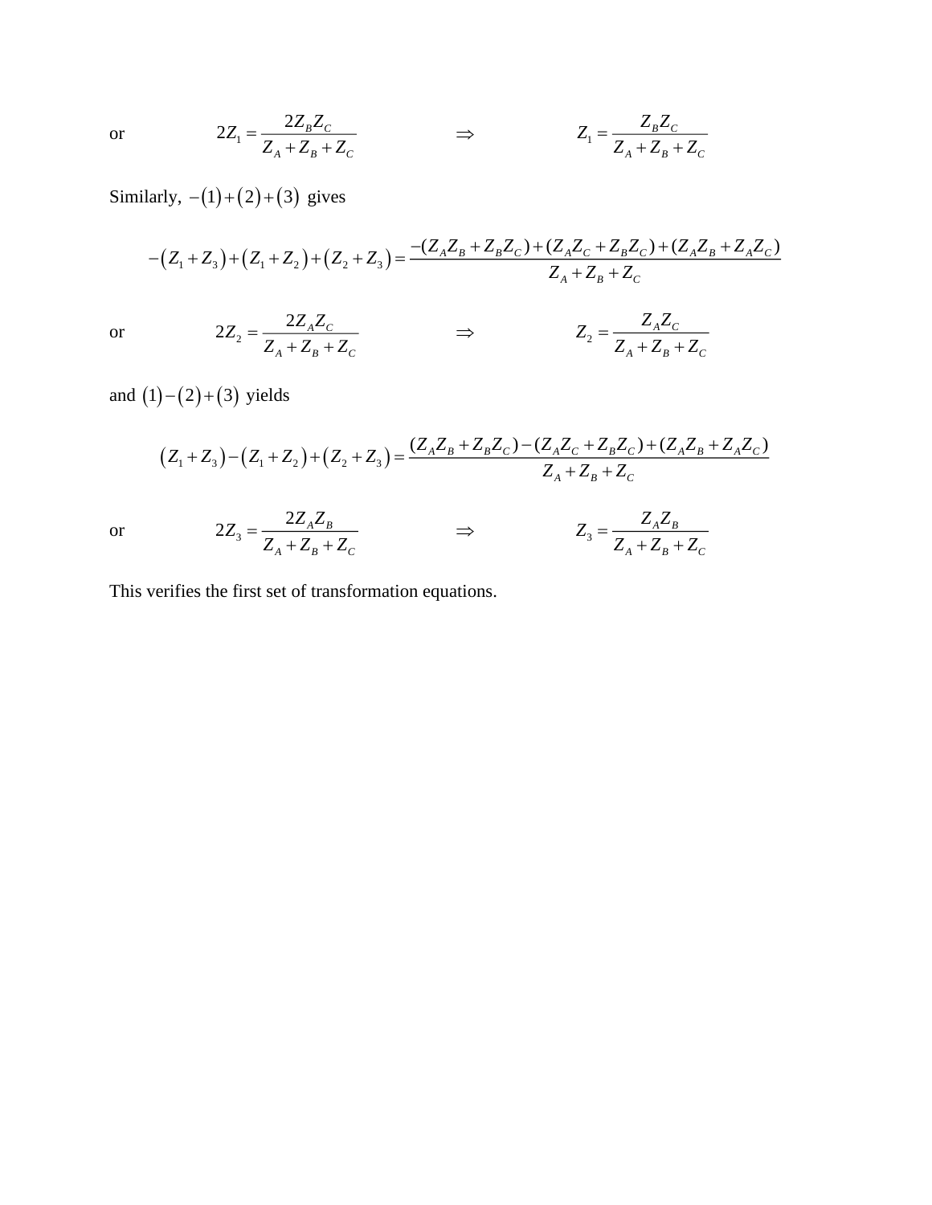or $$2Z_1 = \frac{2Z_B Z_C}{Z_A + Z_B + Z_C} \qquad \Rightarrow \qquad Z_1 = \frac{Z_B Z_C}{Z_A + Z_B + Z_C}$$

Similarly, $-(1)+(2)+(3)$ gives

$$-(Z_1 + Z_3) + (Z_1 + Z_2) + (Z_2 + Z_3) = \frac{-(Z_A Z_B + Z_B Z_C) + (Z_A Z_C + Z_B Z_C) + (Z_A Z_B + Z_A Z_C)}{Z_A + Z_B + Z_C}$$

or $$2Z_2 = \frac{2Z_A Z_C}{Z_A + Z_B + Z_C} \qquad \Rightarrow \qquad Z_2 = \frac{Z_A Z_C}{Z_A + Z_B + Z_C}$$

and $(1)-(2)+(3)$ yields

$$(Z_1 + Z_3) - (Z_1 + Z_2) + (Z_2 + Z_3) = \frac{(Z_A Z_B + Z_B Z_C) - (Z_A Z_C + Z_B Z_C) + (Z_A Z_B + Z_A Z_C)}{Z_A + Z_B + Z_C}$$

or $$2Z_3 = \frac{2Z_A Z_B}{Z_A + Z_B + Z_C} \qquad \Rightarrow \qquad Z_3 = \frac{Z_A Z_B}{Z_A + Z_B + Z_C}$$

This verifies the first set of transformation equations.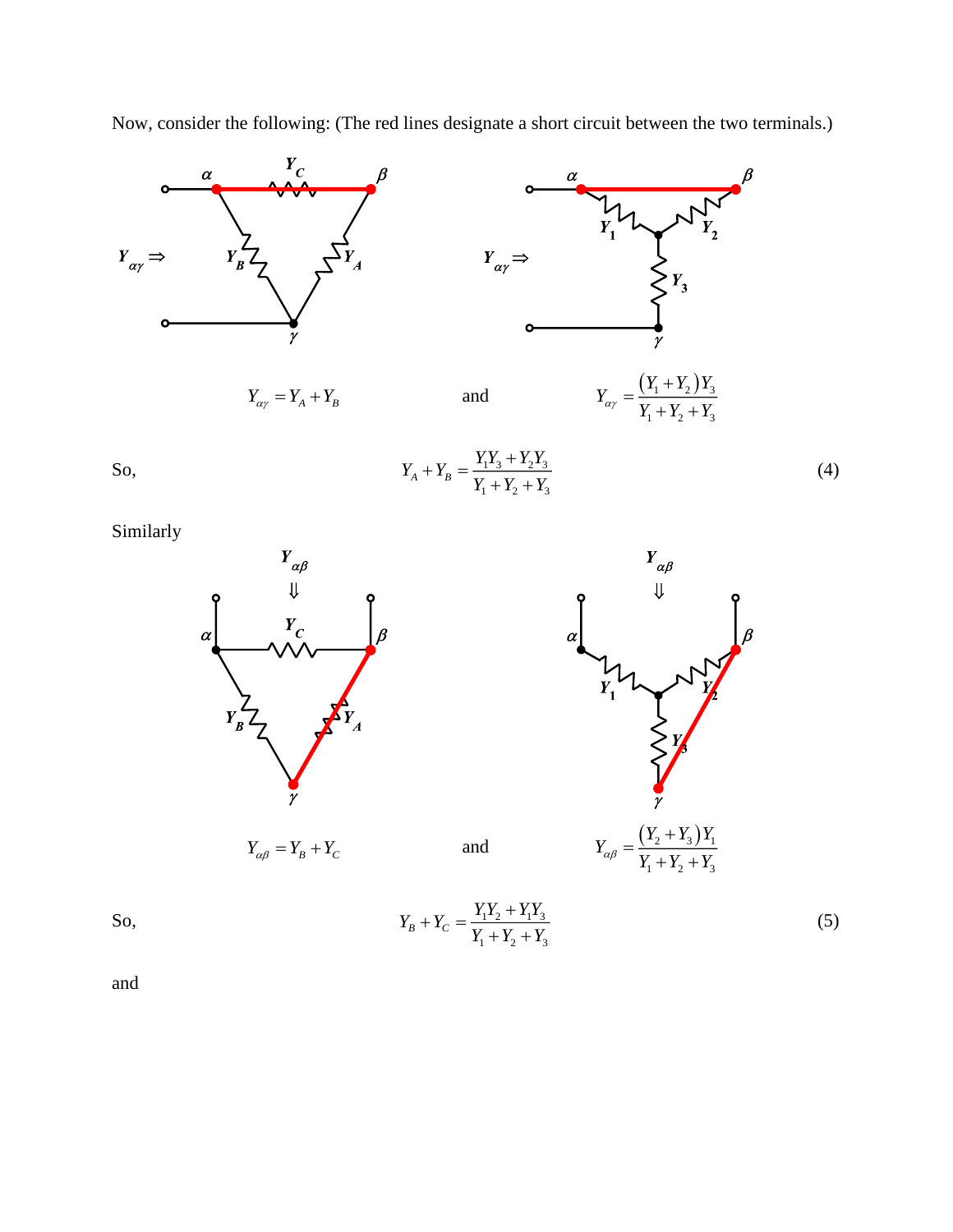Now, consider the following: (The red lines designate a short circuit between the two terminals.)

$$Y_{\alpha\gamma} = Y_A + Y_B \qquad \text{and} \qquad Y_{\alpha\gamma} = \frac{(Y_1 + Y_2)Y_3}{Y_1 + Y_2 + Y_3}$$

So,

$$Y_A + Y_B = \frac{Y_1 Y_3 + Y_2 Y_3}{Y_1 + Y_2 + Y_3} \tag{4}$$

Similarly

$$Y_{\alpha\beta} = Y_B + Y_C \qquad \text{and} \qquad Y_{\alpha\beta} = \frac{(Y_2 + Y_3)Y_1}{Y_1 + Y_2 + Y_3}$$

So,

$$Y_B + Y_C = \frac{Y_1 Y_2 + Y_1 Y_3}{Y_1 + Y_2 + Y_3} \tag{5}$$

and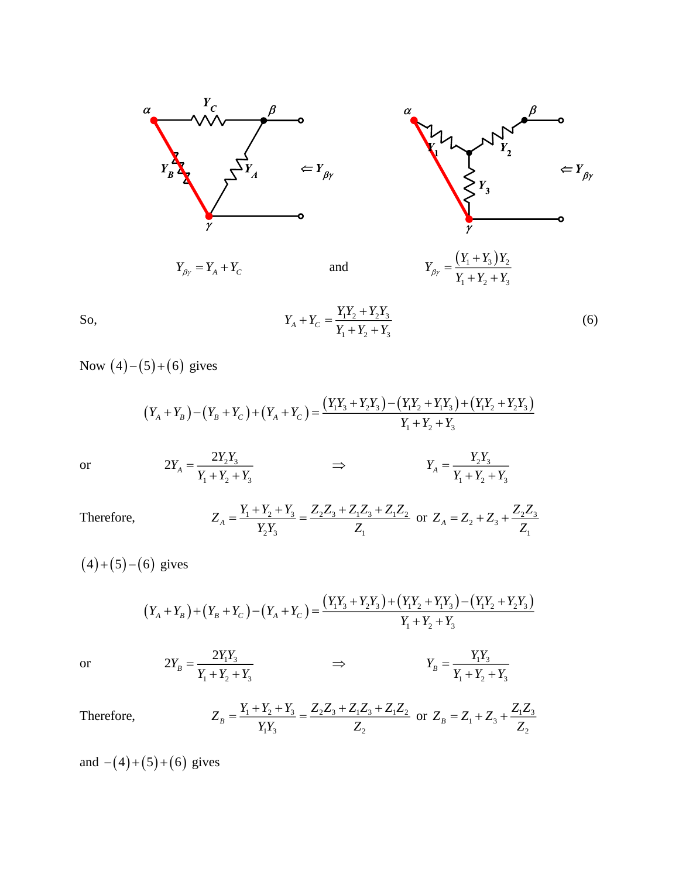$$Y_{\beta\gamma} = Y_A + Y_C \qquad \text{and} \qquad Y_{\beta\gamma} = \frac{(Y_1 + Y_3)Y_2}{Y_1 + Y_2 + Y_3}$$

So,

$$Y_A + Y_C = \frac{Y_1 Y_2 + Y_2 Y_3}{Y_1 + Y_2 + Y_3} \tag{6}$$

Now $(4)-(5)+(6)$ gives

$$(Y_A + Y_B) - (Y_B + Y_C) + (Y_A + Y_C) = \frac{(Y_1 Y_3 + Y_2 Y_3) - (Y_1 Y_2 + Y_1 Y_3) + (Y_1 Y_2 + Y_2 Y_3)}{Y_1 + Y_2 + Y_3}$$

or

$$2Y_A = \frac{2Y_2 Y_3}{Y_1 + Y_2 + Y_3} \qquad \Rightarrow \qquad Y_A = \frac{Y_2 Y_3}{Y_1 + Y_2 + Y_3}$$

Therefore,

$$Z_A = \frac{Y_1 + Y_2 + Y_3}{Y_2 Y_3} = \frac{Z_2 Z_3 + Z_1 Z_3 + Z_1 Z_2}{Z_1} \text{ or } Z_A = Z_2 + Z_3 + \frac{Z_2 Z_3}{Z_1}$$

$(4)+(5)-(6)$ gives

$$(Y_A + Y_B) + (Y_B + Y_C) - (Y_A + Y_C) = \frac{(Y_1 Y_3 + Y_2 Y_3) + (Y_1 Y_2 + Y_1 Y_3) - (Y_1 Y_2 + Y_2 Y_3)}{Y_1 + Y_2 + Y_3}$$

or

$$2Y_B = \frac{2Y_1 Y_3}{Y_1 + Y_2 + Y_3} \qquad \Rightarrow \qquad Y_B = \frac{Y_1 Y_3}{Y_1 + Y_2 + Y_3}$$

Therefore,

$$Z_B = \frac{Y_1 + Y_2 + Y_3}{Y_1 Y_3} = \frac{Z_2 Z_3 + Z_1 Z_3 + Z_1 Z_2}{Z_2} \text{ or } Z_B = Z_1 + Z_3 + \frac{Z_1 Z_3}{Z_2}$$

and $-(4)+(5)+(6)$ gives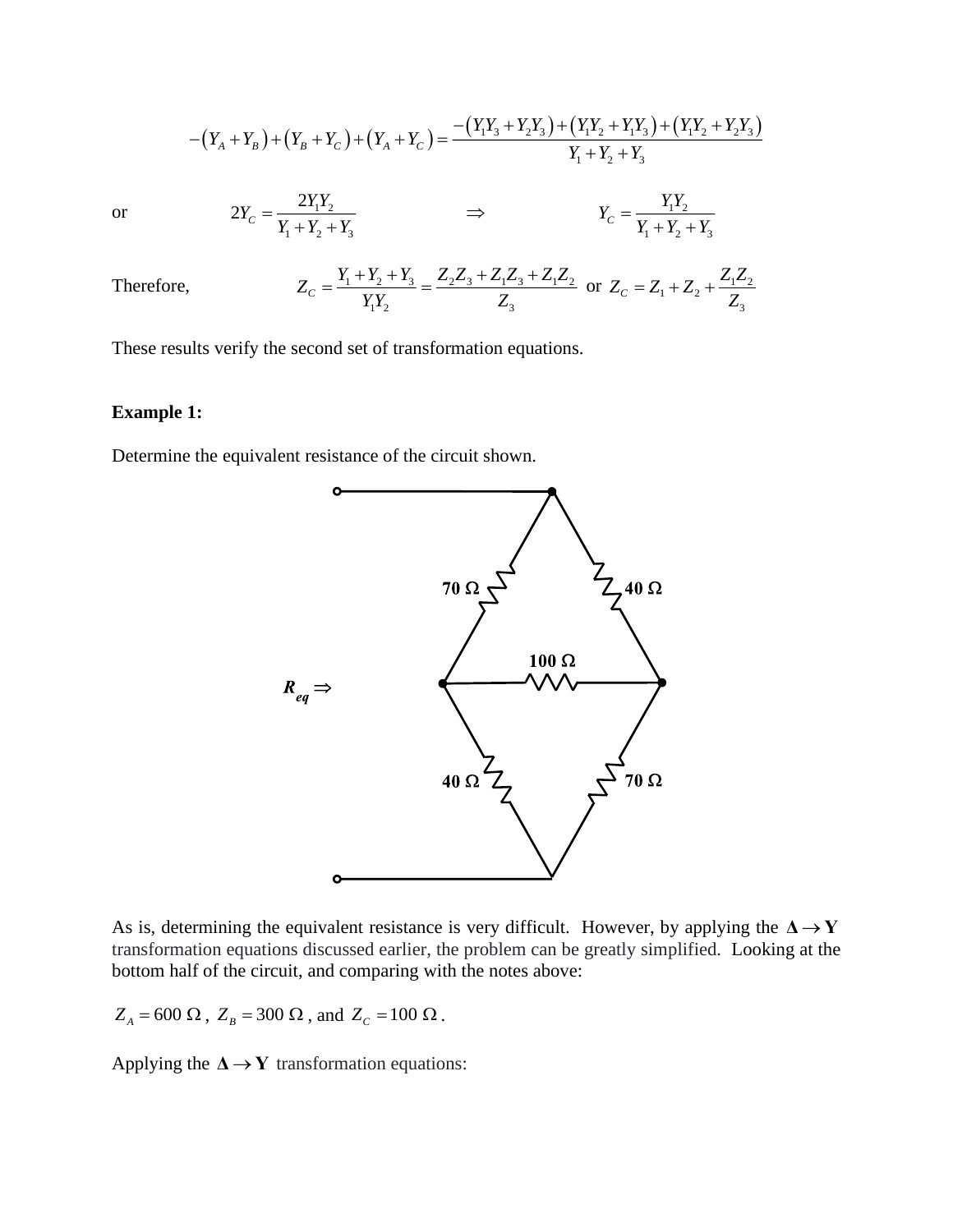$$-(Y_A + Y_B) + (Y_B + Y_C) + (Y_A + Y_C) = \frac{-(Y_1Y_3 + Y_2Y_3) + (Y_1Y_2 + Y_1Y_3) + (Y_1Y_2 + Y_2Y_3)}{Y_1 + Y_2 + Y_3}$$

or $$2Y_C = \frac{2Y_1Y_2}{Y_1 + Y_2 + Y_3} \quad \Rightarrow \quad Y_C = \frac{Y_1Y_2}{Y_1 + Y_2 + Y_3}$$

Therefore, $$Z_C = \frac{Y_1 + Y_2 + Y_3}{Y_1Y_2} = \frac{Z_2Z_3 + Z_1Z_3 + Z_1Z_2}{Z_3} \text{ or } Z_C = Z_1 + Z_2 + \frac{Z_1Z_2}{Z_3}$$

These results verify the second set of transformation equations.

**Example 1:**

Determine the equivalent resistance of the circuit shown.

$R_{eq} \Rightarrow$

70 Ω, 40 Ω, 100 Ω, 40 Ω, 70 Ω

As is, determining the equivalent resistance is very difficult. However, by applying the $\boldsymbol{\Delta \rightarrow Y}$ transformation equations discussed earlier, the problem can be greatly simplified. Looking at the bottom half of the circuit, and comparing with the notes above:

$Z_A = 600\ \Omega$, $Z_B = 300\ \Omega$, and $Z_C = 100\ \Omega$.

Applying the $\boldsymbol{\Delta \rightarrow Y}$ transformation equations: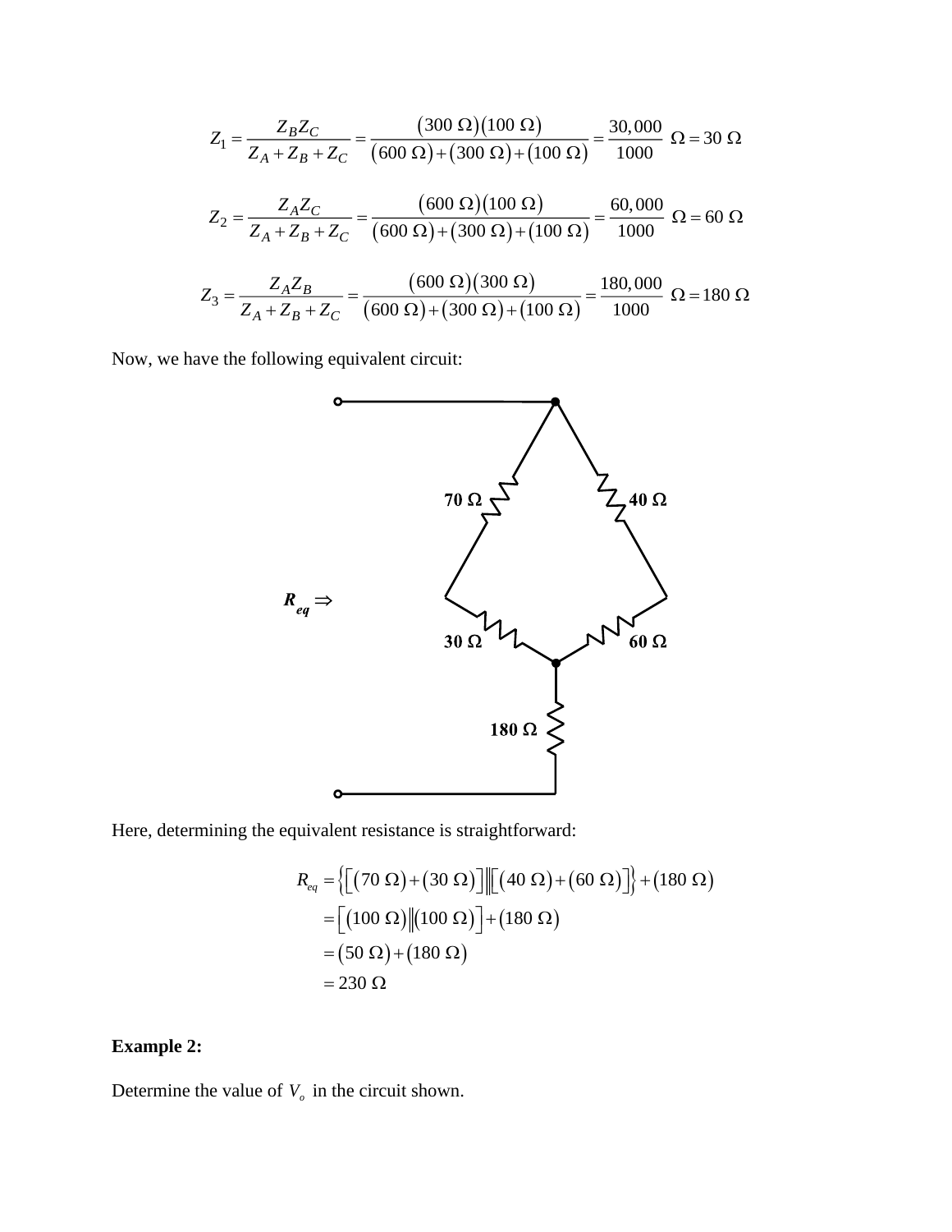$$Z_1 = \frac{Z_B Z_C}{Z_A + Z_B + Z_C} = \frac{(300\ \Omega)(100\ \Omega)}{(600\ \Omega)+(300\ \Omega)+(100\ \Omega)} = \frac{30,000}{1000}\ \Omega = 30\ \Omega$$

$$Z_2 = \frac{Z_A Z_C}{Z_A + Z_B + Z_C} = \frac{(600\ \Omega)(100\ \Omega)}{(600\ \Omega)+(300\ \Omega)+(100\ \Omega)} = \frac{60,000}{1000}\ \Omega = 60\ \Omega$$

$$Z_3 = \frac{Z_A Z_B}{Z_A + Z_B + Z_C} = \frac{(600\ \Omega)(300\ \Omega)}{(600\ \Omega)+(300\ \Omega)+(100\ \Omega)} = \frac{180,000}{1000}\ \Omega = 180\ \Omega$$

Now, we have the following equivalent circuit:

$R_{eq} \Rightarrow$ 70 Ω, 40 Ω, 30 Ω, 60 Ω, 180 Ω

Here, determining the equivalent resistance is straightforward:

$$\begin{aligned}
R_{eq} &= \left\{\left[(70\ \Omega)+(30\ \Omega)\right]\middle\|\left[(40\ \Omega)+(60\ \Omega)\right]\right\} + (180\ \Omega) \\
&= \left[(100\ \Omega)\|(100\ \Omega)\right] + (180\ \Omega) \\
&= (50\ \Omega) + (180\ \Omega) \\
&= 230\ \Omega
\end{aligned}$$

**Example 2:**

Determine the value of $V_o$ in the circuit shown.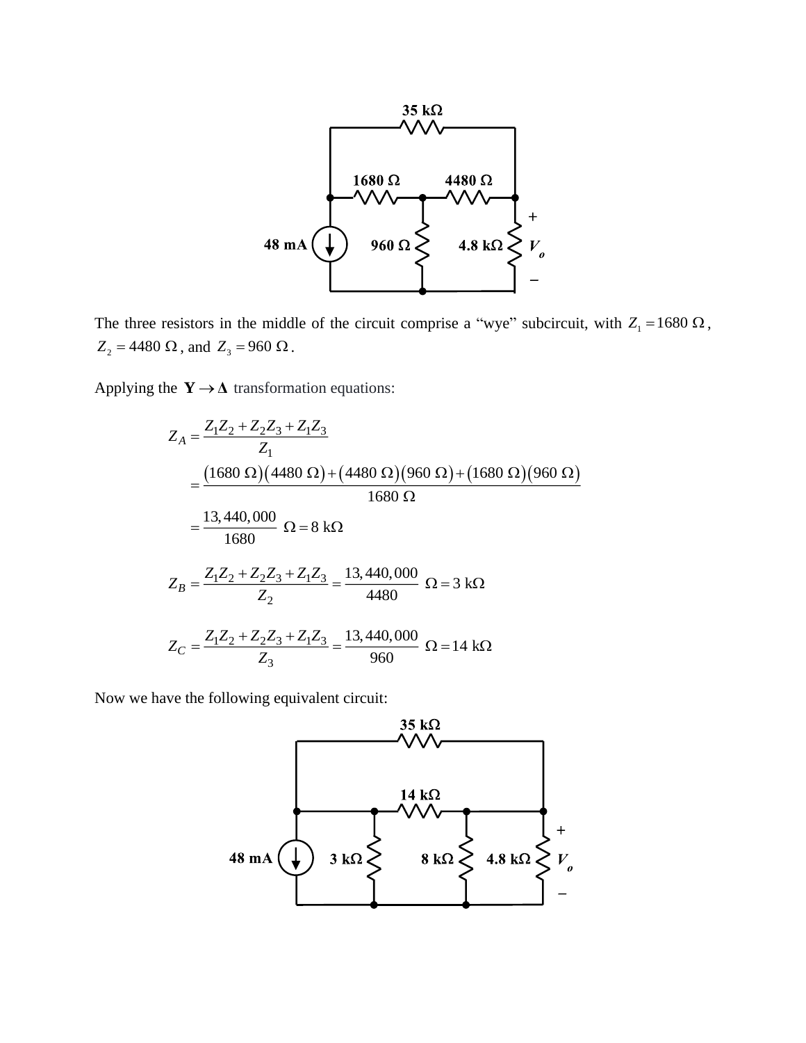The three resistors in the middle of the circuit comprise a "wye" subcircuit, with $Z_1 = 1680\ \Omega$, $Z_2 = 4480\ \Omega$, and $Z_3 = 960\ \Omega$.

Applying the $\mathbf{Y} \rightarrow \boldsymbol{\Delta}$ transformation equations:

$$
\begin{aligned}
Z_A &= \frac{Z_1 Z_2 + Z_2 Z_3 + Z_1 Z_3}{Z_1} \\
&= \frac{(1680\ \Omega)(4480\ \Omega) + (4480\ \Omega)(960\ \Omega) + (1680\ \Omega)(960\ \Omega)}{1680\ \Omega} \\
&= \frac{13,440,000}{1680}\ \Omega = 8\ \text{k}\Omega
\end{aligned}
$$

$$
Z_B = \frac{Z_1 Z_2 + Z_2 Z_3 + Z_1 Z_3}{Z_2} = \frac{13,440,000}{4480}\ \Omega = 3\ \text{k}\Omega
$$

$$
Z_C = \frac{Z_1 Z_2 + Z_2 Z_3 + Z_1 Z_3}{Z_3} = \frac{13,440,000}{960}\ \Omega = 14\ \text{k}\Omega
$$

Now we have the following equivalent circuit: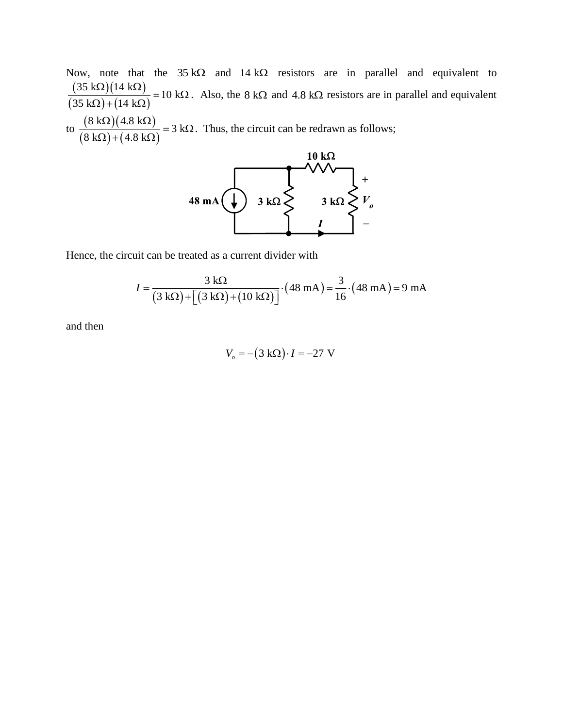Now, note that the $35\ \text{k}\Omega$ and $14\ \text{k}\Omega$ resistors are in parallel and equivalent to $\dfrac{(35\ \text{k}\Omega)(14\ \text{k}\Omega)}{(35\ \text{k}\Omega)+(14\ \text{k}\Omega)} = 10\ \text{k}\Omega$. Also, the $8\ \text{k}\Omega$ and $4.8\ \text{k}\Omega$ resistors are in parallel and equivalent to $\dfrac{(8\ \text{k}\Omega)(4.8\ \text{k}\Omega)}{(8\ \text{k}\Omega)+(4.8\ \text{k}\Omega)} = 3\ \text{k}\Omega$. Thus, the circuit can be redrawn as follows;

10 kΩ

48 mA

3 kΩ

3 kΩ

$I$

+

$V_o$

−

Hence, the circuit can be treated as a current divider with

$$I = \frac{3\ \text{k}\Omega}{(3\ \text{k}\Omega)+\left[(3\ \text{k}\Omega)+(10\ \text{k}\Omega)\right]} \cdot (48\ \text{mA}) = \frac{3}{16} \cdot (48\ \text{mA}) = 9\ \text{mA}$$

and then

$$V_o = -(3\ \text{k}\Omega) \cdot I = -27\ \text{V}$$